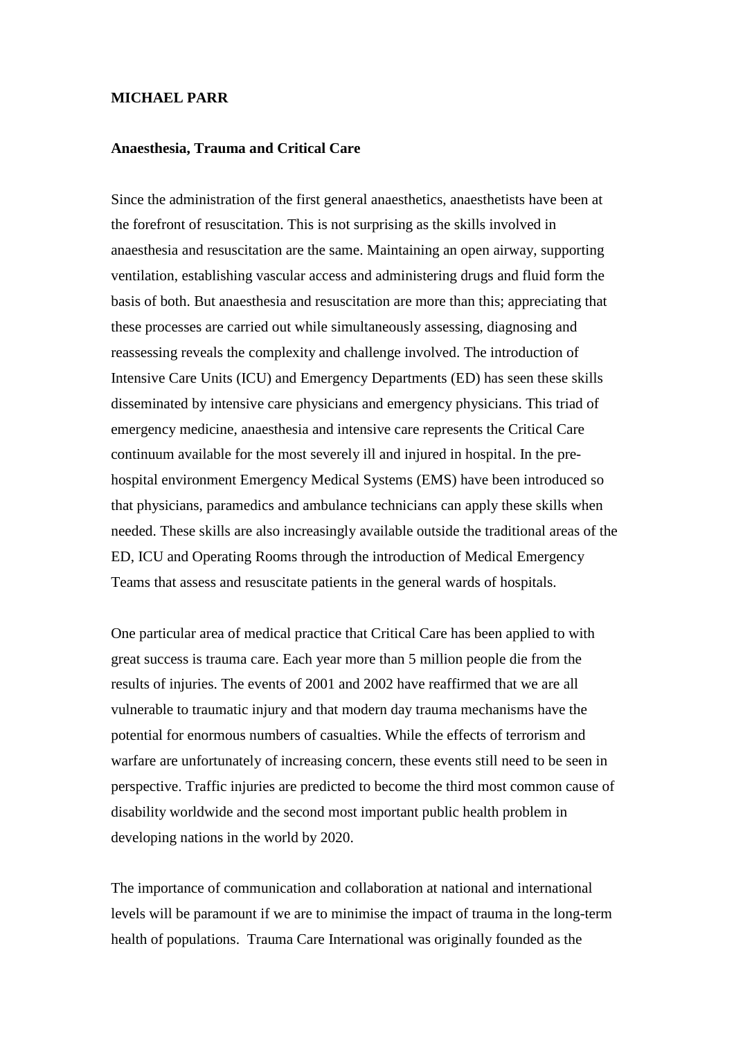**MICHAEL PARR**

**Anaesthesia, Trauma and Critical Care**

Since the administration of the first general anaesthetics, anaesthetists have been at the forefront of resuscitation. This is not surprising as the skills involved in anaesthesia and resuscitation are the same. Maintaining an open airway, supporting ventilation, establishing vascular access and administering drugs and fluid form the basis of both. But anaesthesia and resuscitation are more than this; appreciating that these processes are carried out while simultaneously assessing, diagnosing and reassessing reveals the complexity and challenge involved. The introduction of Intensive Care Units (ICU) and Emergency Departments (ED) has seen these skills disseminated by intensive care physicians and emergency physicians. This triad of emergency medicine, anaesthesia and intensive care represents the Critical Care continuum available for the most severely ill and injured in hospital. In the pre-hospital environment Emergency Medical Systems (EMS) have been introduced so that physicians, paramedics and ambulance technicians can apply these skills when needed. These skills are also increasingly available outside the traditional areas of the ED, ICU and Operating Rooms through the introduction of Medical Emergency Teams that assess and resuscitate patients in the general wards of hospitals.

One particular area of medical practice that Critical Care has been applied to with great success is trauma care. Each year more than 5 million people die from the results of injuries. The events of 2001 and 2002 have reaffirmed that we are all vulnerable to traumatic injury and that modern day trauma mechanisms have the potential for enormous numbers of casualties. While the effects of terrorism and warfare are unfortunately of increasing concern, these events still need to be seen in perspective. Traffic injuries are predicted to become the third most common cause of disability worldwide and the second most important public health problem in developing nations in the world by 2020.

The importance of communication and collaboration at national and international levels will be paramount if we are to minimise the impact of trauma in the long-term health of populations. Trauma Care International was originally founded as the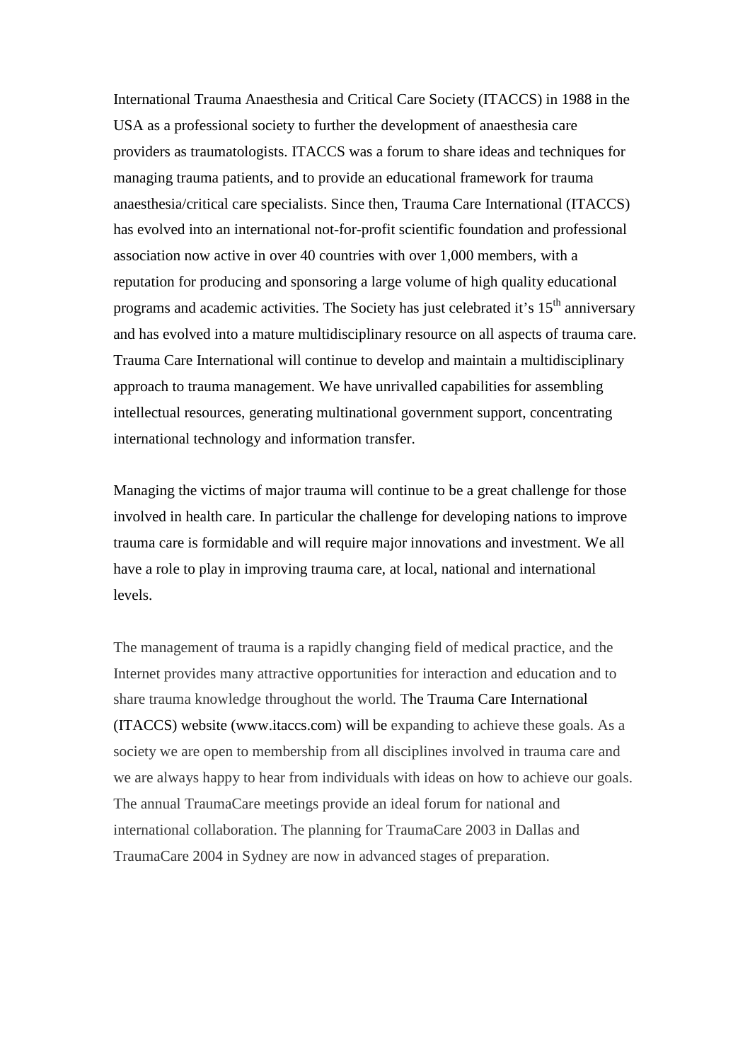International Trauma Anaesthesia and Critical Care Society (ITACCS) in 1988 in the USA as a professional society to further the development of anaesthesia care providers as traumatologists. ITACCS was a forum to share ideas and techniques for managing trauma patients, and to provide an educational framework for trauma anaesthesia/critical care specialists. Since then, Trauma Care International (ITACCS) has evolved into an international not-for-profit scientific foundation and professional association now active in over 40 countries with over 1,000 members, with a reputation for producing and sponsoring a large volume of high quality educational programs and academic activities. The Society has just celebrated it's 15th anniversary and has evolved into a mature multidisciplinary resource on all aspects of trauma care. Trauma Care International will continue to develop and maintain a multidisciplinary approach to trauma management. We have unrivalled capabilities for assembling intellectual resources, generating multinational government support, concentrating international technology and information transfer.

Managing the victims of major trauma will continue to be a great challenge for those involved in health care. In particular the challenge for developing nations to improve trauma care is formidable and will require major innovations and investment. We all have a role to play in improving trauma care, at local, national and international levels.

The management of trauma is a rapidly changing field of medical practice, and the Internet provides many attractive opportunities for interaction and education and to share trauma knowledge throughout the world. The Trauma Care International (ITACCS) website (www.itaccs.com) will be expanding to achieve these goals. As a society we are open to membership from all disciplines involved in trauma care and we are always happy to hear from individuals with ideas on how to achieve our goals. The annual TraumaCare meetings provide an ideal forum for national and international collaboration. The planning for TraumaCare 2003 in Dallas and TraumaCare 2004 in Sydney are now in advanced stages of preparation.